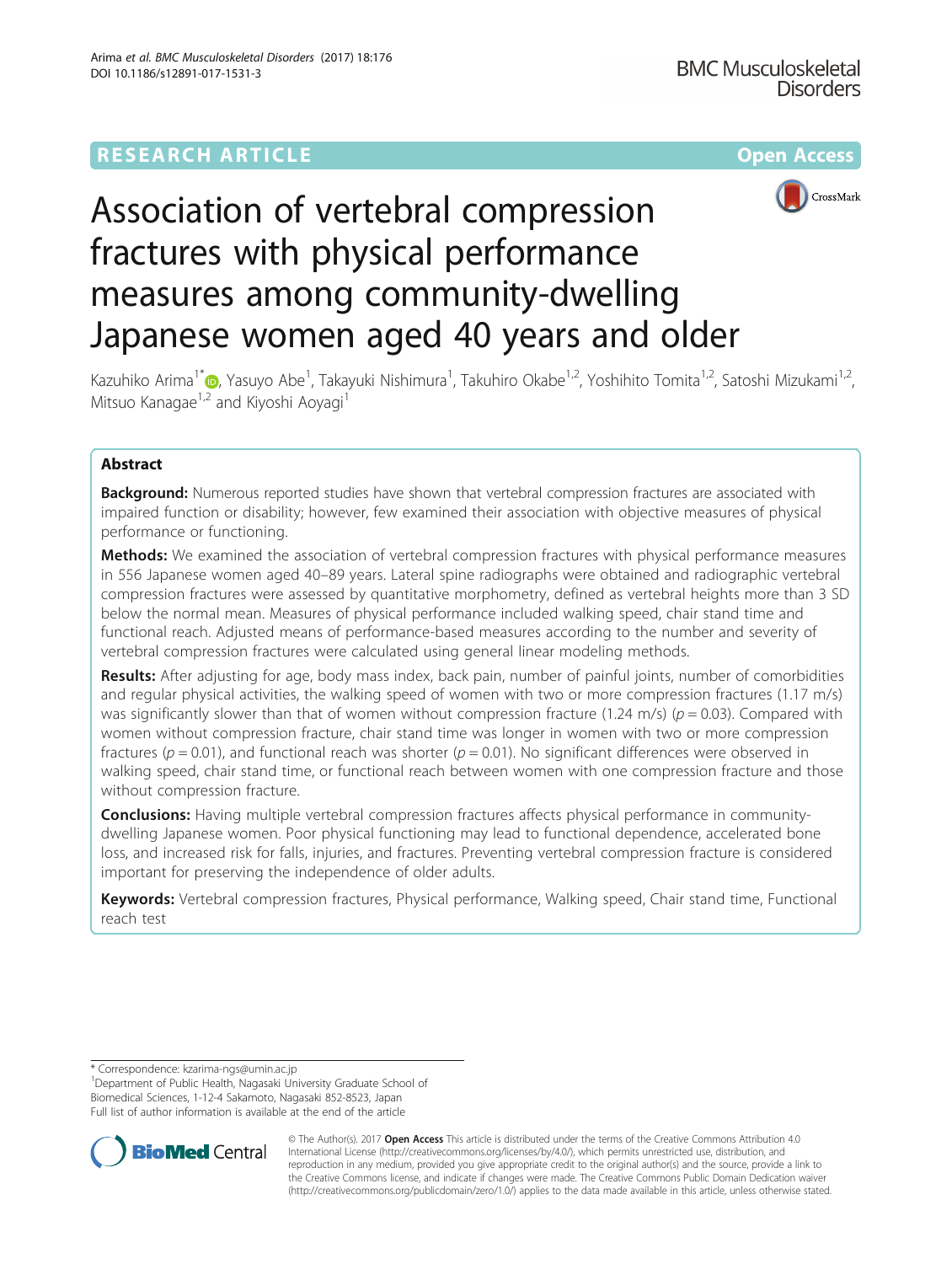RESEARCH ARTICLE

Open Access

# Association of vertebral compression fractures with physical performance measures among community-dwelling Japanese women aged 40 years and older

Kazuhiko Arima[1*], Yasuyo Abe[1], Takayuki Nishimura[1], Takuhiro Okabe[1,2], Yoshihito Tomita[1,2], Satoshi Mizukami[1,2], Mitsuo Kanagae[1,2] and Kiyoshi Aoyagi[1]

## Abstract

**Background:** Numerous reported studies have shown that vertebral compression fractures are associated with impaired function or disability; however, few examined their association with objective measures of physical performance or functioning.

**Methods:** We examined the association of vertebral compression fractures with physical performance measures in 556 Japanese women aged 40–89 years. Lateral spine radiographs were obtained and radiographic vertebral compression fractures were assessed by quantitative morphometry, defined as vertebral heights more than 3 SD below the normal mean. Measures of physical performance included walking speed, chair stand time and functional reach. Adjusted means of performance-based measures according to the number and severity of vertebral compression fractures were calculated using general linear modeling methods.

**Results:** After adjusting for age, body mass index, back pain, number of painful joints, number of comorbidities and regular physical activities, the walking speed of women with two or more compression fractures (1.17 m/s) was significantly slower than that of women without compression fracture (1.24 m/s) ($p = 0.03$). Compared with women without compression fracture, chair stand time was longer in women with two or more compression fractures ($p = 0.01$), and functional reach was shorter ($p = 0.01$). No significant differences were observed in walking speed, chair stand time, or functional reach between women with one compression fracture and those without compression fracture.

**Conclusions:** Having multiple vertebral compression fractures affects physical performance in community-dwelling Japanese women. Poor physical functioning may lead to functional dependence, accelerated bone loss, and increased risk for falls, injuries, and fractures. Preventing vertebral compression fracture is considered important for preserving the independence of older adults.

**Keywords:** Vertebral compression fractures, Physical performance, Walking speed, Chair stand time, Functional reach test

\* Correspondence: kzarima-ngs@umin.ac.jp

[1]Department of Public Health, Nagasaki University Graduate School of Biomedical Sciences, 1-12-4 Sakamoto, Nagasaki 852-8523, Japan

Full list of author information is available at the end of the article

© The Author(s). 2017 **Open Access** This article is distributed under the terms of the Creative Commons Attribution 4.0 International License (http://creativecommons.org/licenses/by/4.0/), which permits unrestricted use, distribution, and reproduction in any medium, provided you give appropriate credit to the original author(s) and the source, provide a link to the Creative Commons license, and indicate if changes were made. The Creative Commons Public Domain Dedication waiver (http://creativecommons.org/publicdomain/zero/1.0/) applies to the data made available in this article, unless otherwise stated.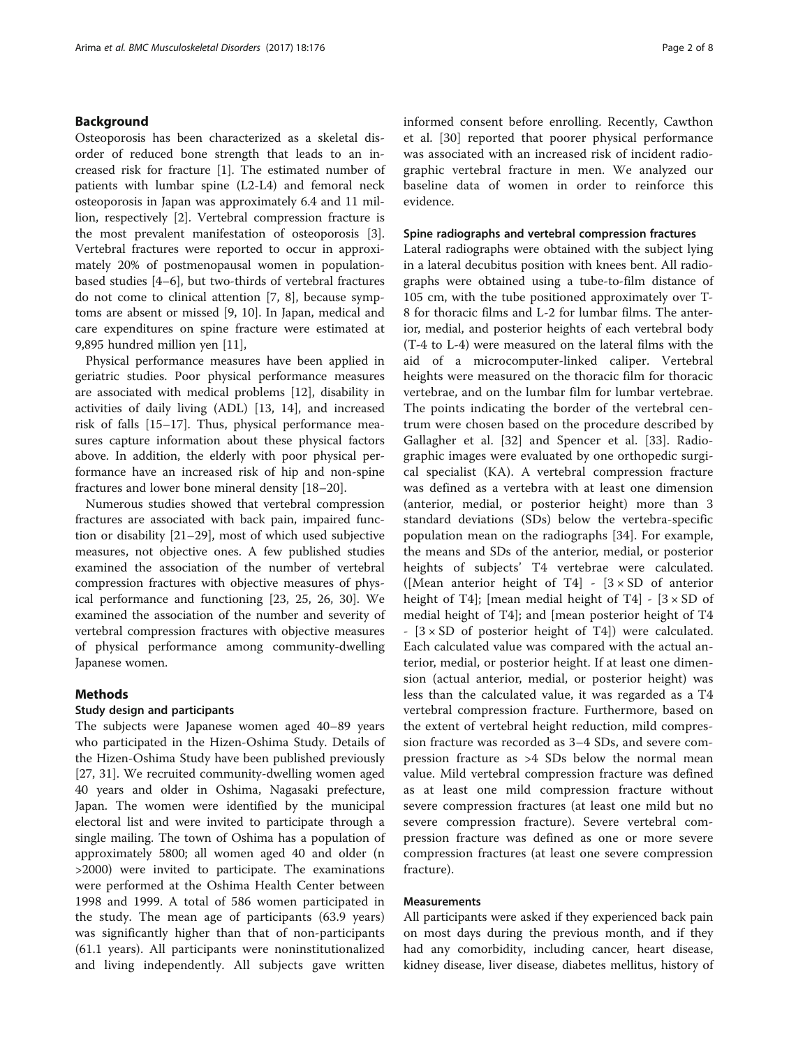## Background

Osteoporosis has been characterized as a skeletal disorder of reduced bone strength that leads to an increased risk for fracture [1]. The estimated number of patients with lumbar spine (L2-L4) and femoral neck osteoporosis in Japan was approximately 6.4 and 11 million, respectively [2]. Vertebral compression fracture is the most prevalent manifestation of osteoporosis [3]. Vertebral fractures were reported to occur in approximately 20% of postmenopausal women in population-based studies [4–6], but two-thirds of vertebral fractures do not come to clinical attention [7, 8], because symptoms are absent or missed [9, 10]. In Japan, medical and care expenditures on spine fracture were estimated at 9,895 hundred million yen [11],

Physical performance measures have been applied in geriatric studies. Poor physical performance measures are associated with medical problems [12], disability in activities of daily living (ADL) [13, 14], and increased risk of falls [15–17]. Thus, physical performance measures capture information about these physical factors above. In addition, the elderly with poor physical performance have an increased risk of hip and non-spine fractures and lower bone mineral density [18–20].

Numerous studies showed that vertebral compression fractures are associated with back pain, impaired function or disability [21–29], most of which used subjective measures, not objective ones. A few published studies examined the association of the number of vertebral compression fractures with objective measures of physical performance and functioning [23, 25, 26, 30]. We examined the association of the number and severity of vertebral compression fractures with objective measures of physical performance among community-dwelling Japanese women.

## Methods

### Study design and participants

The subjects were Japanese women aged 40–89 years who participated in the Hizen-Oshima Study. Details of the Hizen-Oshima Study have been published previously [27, 31]. We recruited community-dwelling women aged 40 years and older in Oshima, Nagasaki prefecture, Japan. The women were identified by the municipal electoral list and were invited to participate through a single mailing. The town of Oshima has a population of approximately 5800; all women aged 40 and older (n >2000) were invited to participate. The examinations were performed at the Oshima Health Center between 1998 and 1999. A total of 586 women participated in the study. The mean age of participants (63.9 years) was significantly higher than that of non-participants (61.1 years). All participants were noninstitutionalized and living independently. All subjects gave written informed consent before enrolling. Recently, Cawthon et al. [30] reported that poorer physical performance was associated with an increased risk of incident radiographic vertebral fracture in men. We analyzed our baseline data of women in order to reinforce this evidence.

### Spine radiographs and vertebral compression fractures

Lateral radiographs were obtained with the subject lying in a lateral decubitus position with knees bent. All radiographs were obtained using a tube-to-film distance of 105 cm, with the tube positioned approximately over T-8 for thoracic films and L-2 for lumbar films. The anterior, medial, and posterior heights of each vertebral body (T-4 to L-4) were measured on the lateral films with the aid of a microcomputer-linked caliper. Vertebral heights were measured on the thoracic film for thoracic vertebrae, and on the lumbar film for lumbar vertebrae. The points indicating the border of the vertebral centrum were chosen based on the procedure described by Gallagher et al. [32] and Spencer et al. [33]. Radiographic images were evaluated by one orthopedic surgical specialist (KA). A vertebral compression fracture was defined as a vertebra with at least one dimension (anterior, medial, or posterior height) more than 3 standard deviations (SDs) below the vertebra-specific population mean on the radiographs [34]. For example, the means and SDs of the anterior, medial, or posterior heights of subjects' T4 vertebrae were calculated. ([Mean anterior height of T4] - [$3 \times$ SD of anterior height of T4]; [mean medial height of T4] - [$3 \times$ SD of medial height of T4]; and [mean posterior height of T4 - [$3 \times$ SD of posterior height of T4]) were calculated. Each calculated value was compared with the actual anterior, medial, or posterior height. If at least one dimension (actual anterior, medial, or posterior height) was less than the calculated value, it was regarded as a T4 vertebral compression fracture. Furthermore, based on the extent of vertebral height reduction, mild compression fracture was recorded as 3–4 SDs, and severe compression fracture as >4 SDs below the normal mean value. Mild vertebral compression fracture was defined as at least one mild compression fracture without severe compression fractures (at least one mild but no severe compression fracture). Severe vertebral compression fracture was defined as one or more severe compression fractures (at least one severe compression fracture).

### Measurements

All participants were asked if they experienced back pain on most days during the previous month, and if they had any comorbidity, including cancer, heart disease, kidney disease, liver disease, diabetes mellitus, history of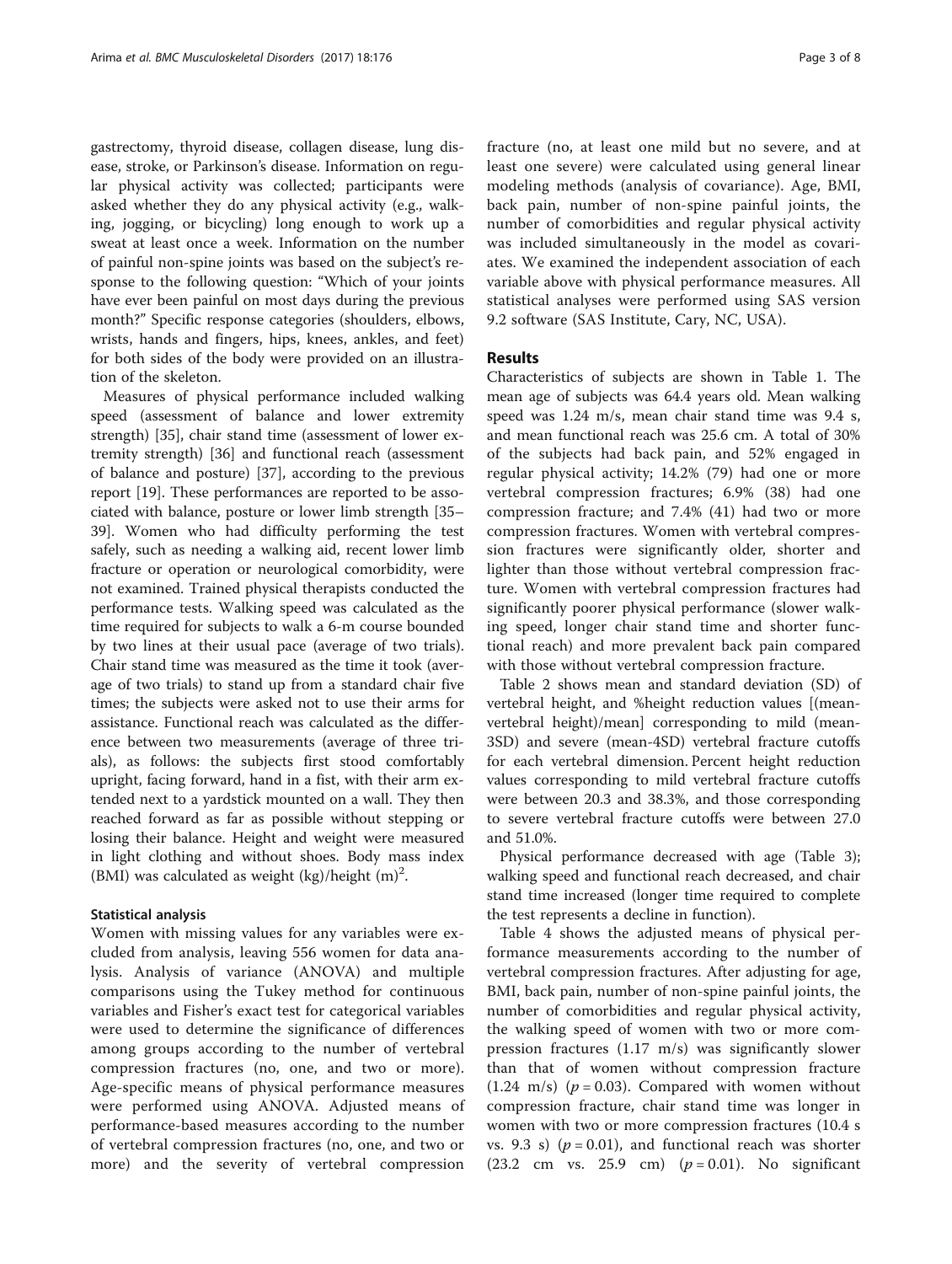gastrectomy, thyroid disease, collagen disease, lung disease, stroke, or Parkinson's disease. Information on regular physical activity was collected; participants were asked whether they do any physical activity (e.g., walking, jogging, or bicycling) long enough to work up a sweat at least once a week. Information on the number of painful non-spine joints was based on the subject's response to the following question: "Which of your joints have ever been painful on most days during the previous month?" Specific response categories (shoulders, elbows, wrists, hands and fingers, hips, knees, ankles, and feet) for both sides of the body were provided on an illustration of the skeleton.

Measures of physical performance included walking speed (assessment of balance and lower extremity strength) [35], chair stand time (assessment of lower extremity strength) [36] and functional reach (assessment of balance and posture) [37], according to the previous report [19]. These performances are reported to be associated with balance, posture or lower limb strength [35–39]. Women who had difficulty performing the test safely, such as needing a walking aid, recent lower limb fracture or operation or neurological comorbidity, were not examined. Trained physical therapists conducted the performance tests. Walking speed was calculated as the time required for subjects to walk a 6-m course bounded by two lines at their usual pace (average of two trials). Chair stand time was measured as the time it took (average of two trials) to stand up from a standard chair five times; the subjects were asked not to use their arms for assistance. Functional reach was calculated as the difference between two measurements (average of three trials), as follows: the subjects first stood comfortably upright, facing forward, hand in a fist, with their arm extended next to a yardstick mounted on a wall. They then reached forward as far as possible without stepping or losing their balance. Height and weight were measured in light clothing and without shoes. Body mass index (BMI) was calculated as weight (kg)/height $(m)^2$.

### Statistical analysis

Women with missing values for any variables were excluded from analysis, leaving 556 women for data analysis. Analysis of variance (ANOVA) and multiple comparisons using the Tukey method for continuous variables and Fisher's exact test for categorical variables were used to determine the significance of differences among groups according to the number of vertebral compression fractures (no, one, and two or more). Age-specific means of physical performance measures were performed using ANOVA. Adjusted means of performance-based measures according to the number of vertebral compression fractures (no, one, and two or more) and the severity of vertebral compression fracture (no, at least one mild but no severe, and at least one severe) were calculated using general linear modeling methods (analysis of covariance). Age, BMI, back pain, number of non-spine painful joints, the number of comorbidities and regular physical activity was included simultaneously in the model as covariates. We examined the independent association of each variable above with physical performance measures. All statistical analyses were performed using SAS version 9.2 software (SAS Institute, Cary, NC, USA).

## Results

Characteristics of subjects are shown in Table 1. The mean age of subjects was 64.4 years old. Mean walking speed was 1.24 m/s, mean chair stand time was 9.4 s, and mean functional reach was 25.6 cm. A total of 30% of the subjects had back pain, and 52% engaged in regular physical activity; 14.2% (79) had one or more vertebral compression fractures; 6.9% (38) had one compression fracture; and 7.4% (41) had two or more compression fractures. Women with vertebral compression fractures were significantly older, shorter and lighter than those without vertebral compression fracture. Women with vertebral compression fractures had significantly poorer physical performance (slower walking speed, longer chair stand time and shorter functional reach) and more prevalent back pain compared with those without vertebral compression fracture.

Table 2 shows mean and standard deviation (SD) of vertebral height, and %height reduction values [(mean-vertebral height)/mean] corresponding to mild (mean-3SD) and severe (mean-4SD) vertebral fracture cutoffs for each vertebral dimension. Percent height reduction values corresponding to mild vertebral fracture cutoffs were between 20.3 and 38.3%, and those corresponding to severe vertebral fracture cutoffs were between 27.0 and 51.0%.

Physical performance decreased with age (Table 3); walking speed and functional reach decreased, and chair stand time increased (longer time required to complete the test represents a decline in function).

Table 4 shows the adjusted means of physical performance measurements according to the number of vertebral compression fractures. After adjusting for age, BMI, back pain, number of non-spine painful joints, the number of comorbidities and regular physical activity, the walking speed of women with two or more compression fractures (1.17 m/s) was significantly slower than that of women without compression fracture (1.24 m/s) ($p = 0.03$). Compared with women without compression fracture, chair stand time was longer in women with two or more compression fractures (10.4 s vs. 9.3 s) ($p = 0.01$), and functional reach was shorter (23.2 cm vs. 25.9 cm) ($p = 0.01$). No significant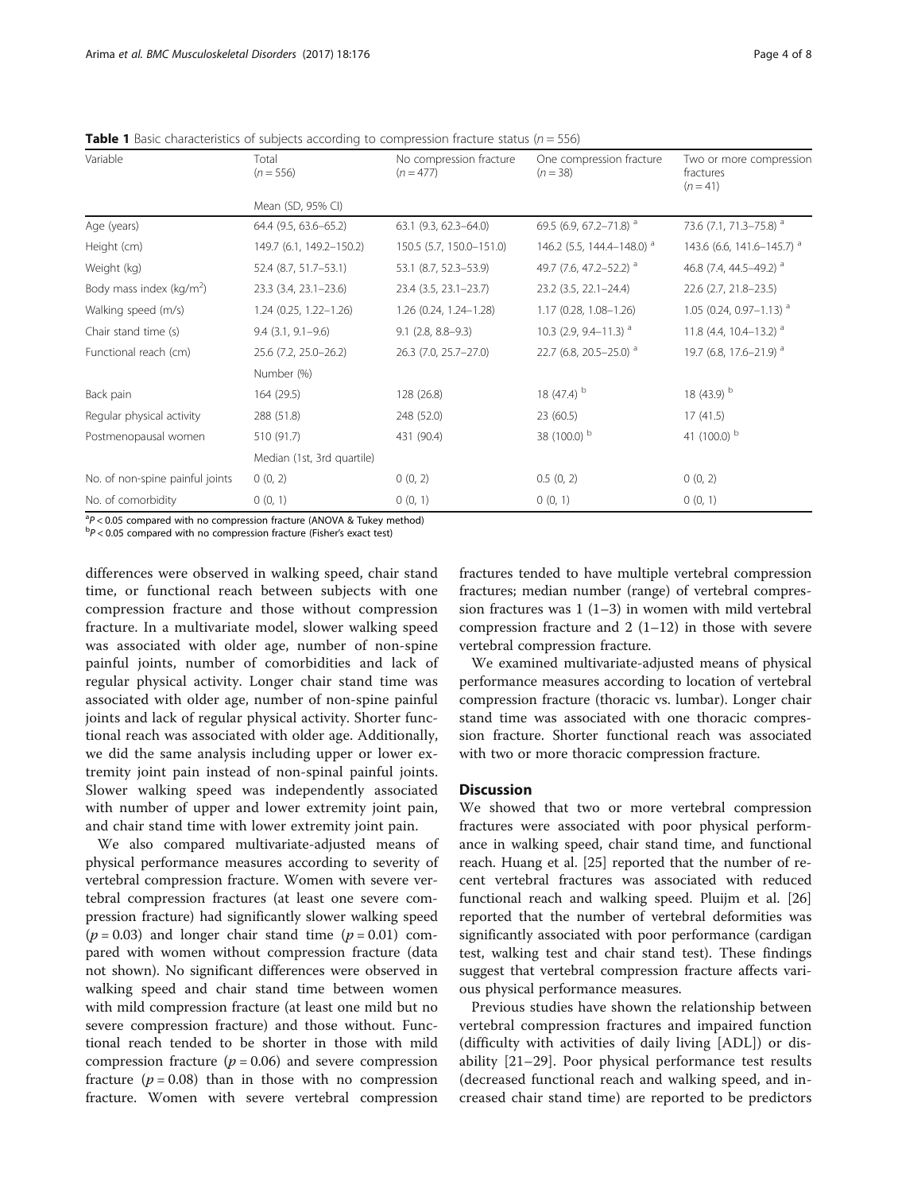**Table 1** Basic characteristics of subjects according to compression fracture status ($n = 556$)

| Variable | Total ($n = 556$) | No compression fracture ($n = 477$) | One compression fracture ($n = 38$) | Two or more compression fractures ($n = 41$) |
|---|---|---|---|---|
| | Mean (SD, 95% CI) | | | |
| Age (years) | 64.4 (9.5, 63.6–65.2) | 63.1 (9.3, 62.3–64.0) | 69.5 (6.9, 67.2–71.8) [a] | 73.6 (7.1, 71.3–75.8) [a] |
| Height (cm) | 149.7 (6.1, 149.2–150.2) | 150.5 (5.7, 150.0–151.0) | 146.2 (5.5, 144.4–148.0) [a] | 143.6 (6.6, 141.6–145.7) [a] |
| Weight (kg) | 52.4 (8.7, 51.7–53.1) | 53.1 (8.7, 52.3–53.9) | 49.7 (7.6, 47.2–52.2) [a] | 46.8 (7.4, 44.5–49.2) [a] |
| Body mass index (kg/m$^2$) | 23.3 (3.4, 23.1–23.6) | 23.4 (3.5, 23.1–23.7) | 23.2 (3.5, 22.1–24.4) | 22.6 (2.7, 21.8–23.5) |
| Walking speed (m/s) | 1.24 (0.25, 1.22–1.26) | 1.26 (0.24, 1.24–1.28) | 1.17 (0.28, 1.08–1.26) | 1.05 (0.24, 0.97–1.13) [a] |
| Chair stand time (s) | 9.4 (3.1, 9.1–9.6) | 9.1 (2.8, 8.8–9.3) | 10.3 (2.9, 9.4–11.3) [a] | 11.8 (4.4, 10.4–13.2) [a] |
| Functional reach (cm) | 25.6 (7.2, 25.0–26.2) | 26.3 (7.0, 25.7–27.0) | 22.7 (6.8, 20.5–25.0) [a] | 19.7 (6.8, 17.6–21.9) [a] |
| | Number (%) | | | |
| Back pain | 164 (29.5) | 128 (26.8) | 18 (47.4) [b] | 18 (43.9) [b] |
| Regular physical activity | 288 (51.8) | 248 (52.0) | 23 (60.5) | 17 (41.5) |
| Postmenopausal women | 510 (91.7) | 431 (90.4) | 38 (100.0) [b] | 41 (100.0) [b] |
| | Median (1st, 3rd quartile) | | | |
| No. of non-spine painful joints | 0 (0, 2) | 0 (0, 2) | 0.5 (0, 2) | 0 (0, 2) |
| No. of comorbidity | 0 (0, 1) | 0 (0, 1) | 0 (0, 1) | 0 (0, 1) |

[a] $P < 0.05$ compared with no compression fracture (ANOVA & Tukey method)
[b] $P < 0.05$ compared with no compression fracture (Fisher's exact test)

differences were observed in walking speed, chair stand time, or functional reach between subjects with one compression fracture and those without compression fracture. In a multivariate model, slower walking speed was associated with older age, number of non-spine painful joints, number of comorbidities and lack of regular physical activity. Longer chair stand time was associated with older age, number of non-spine painful joints and lack of regular physical activity. Shorter functional reach was associated with older age. Additionally, we did the same analysis including upper or lower extremity joint pain instead of non-spinal painful joints. Slower walking speed was independently associated with number of upper and lower extremity joint pain, and chair stand time with lower extremity joint pain.

We also compared multivariate-adjusted means of physical performance measures according to severity of vertebral compression fracture. Women with severe vertebral compression fractures (at least one severe compression fracture) had significantly slower walking speed ($p = 0.03$) and longer chair stand time ($p = 0.01$) compared with women without compression fracture (data not shown). No significant differences were observed in walking speed and chair stand time between women with mild compression fracture (at least one mild but no severe compression fracture) and those without. Functional reach tended to be shorter in those with mild compression fracture ($p = 0.06$) and severe compression fracture ($p = 0.08$) than in those with no compression fracture. Women with severe vertebral compression fractures tended to have multiple vertebral compression fractures; median number (range) of vertebral compression fractures was 1 (1–3) in women with mild vertebral compression fracture and 2 (1–12) in those with severe vertebral compression fracture.

We examined multivariate-adjusted means of physical performance measures according to location of vertebral compression fracture (thoracic vs. lumbar). Longer chair stand time was associated with one thoracic compression fracture. Shorter functional reach was associated with two or more thoracic compression fracture.

## Discussion

We showed that two or more vertebral compression fractures were associated with poor physical performance in walking speed, chair stand time, and functional reach. Huang et al. [25] reported that the number of recent vertebral fractures was associated with reduced functional reach and walking speed. Pluijm et al. [26] reported that the number of vertebral deformities was significantly associated with poor performance (cardigan test, walking test and chair stand test). These findings suggest that vertebral compression fracture affects various physical performance measures.

Previous studies have shown the relationship between vertebral compression fractures and impaired function (difficulty with activities of daily living [ADL]) or disability [21–29]. Poor physical performance test results (decreased functional reach and walking speed, and increased chair stand time) are reported to be predictors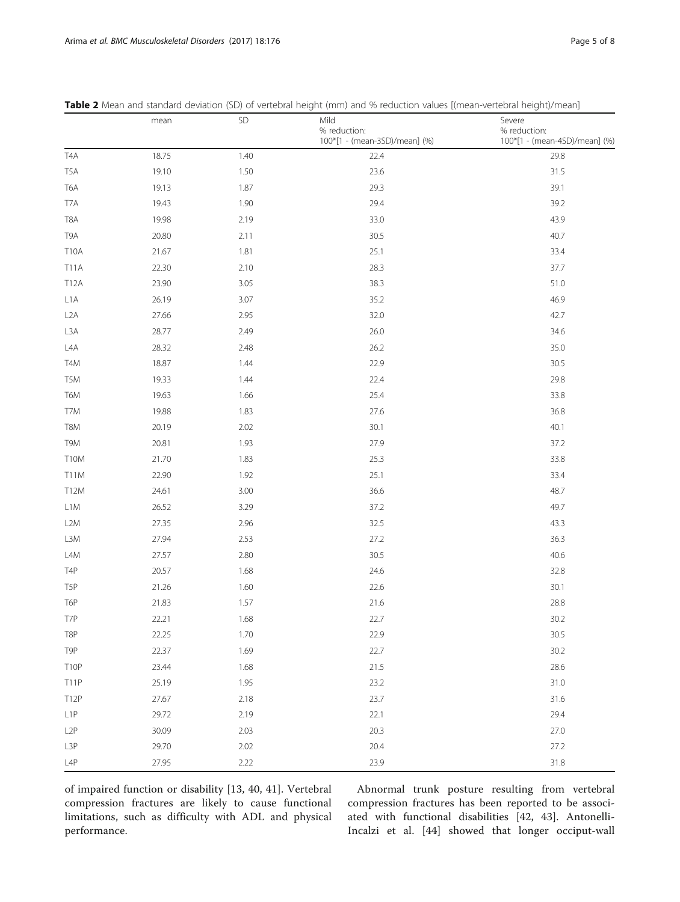**Table 2** Mean and standard deviation (SD) of vertebral height (mm) and % reduction values [(mean-vertebral height)/mean]

| | mean | SD | Mild % reduction: 100*[1 - (mean-3SD)/mean] (%) | Severe % reduction: 100*[1 - (mean-4SD)/mean] (%) |
|---|---|---|---|---|
| T4A | 18.75 | 1.40 | 22.4 | 29.8 |
| T5A | 19.10 | 1.50 | 23.6 | 31.5 |
| T6A | 19.13 | 1.87 | 29.3 | 39.1 |
| T7A | 19.43 | 1.90 | 29.4 | 39.2 |
| T8A | 19.98 | 2.19 | 33.0 | 43.9 |
| T9A | 20.80 | 2.11 | 30.5 | 40.7 |
| T10A | 21.67 | 1.81 | 25.1 | 33.4 |
| T11A | 22.30 | 2.10 | 28.3 | 37.7 |
| T12A | 23.90 | 3.05 | 38.3 | 51.0 |
| L1A | 26.19 | 3.07 | 35.2 | 46.9 |
| L2A | 27.66 | 2.95 | 32.0 | 42.7 |
| L3A | 28.77 | 2.49 | 26.0 | 34.6 |
| L4A | 28.32 | 2.48 | 26.2 | 35.0 |
| T4M | 18.87 | 1.44 | 22.9 | 30.5 |
| T5M | 19.33 | 1.44 | 22.4 | 29.8 |
| T6M | 19.63 | 1.66 | 25.4 | 33.8 |
| T7M | 19.88 | 1.83 | 27.6 | 36.8 |
| T8M | 20.19 | 2.02 | 30.1 | 40.1 |
| T9M | 20.81 | 1.93 | 27.9 | 37.2 |
| T10M | 21.70 | 1.83 | 25.3 | 33.8 |
| T11M | 22.90 | 1.92 | 25.1 | 33.4 |
| T12M | 24.61 | 3.00 | 36.6 | 48.7 |
| L1M | 26.52 | 3.29 | 37.2 | 49.7 |
| L2M | 27.35 | 2.96 | 32.5 | 43.3 |
| L3M | 27.94 | 2.53 | 27.2 | 36.3 |
| L4M | 27.57 | 2.80 | 30.5 | 40.6 |
| T4P | 20.57 | 1.68 | 24.6 | 32.8 |
| T5P | 21.26 | 1.60 | 22.6 | 30.1 |
| T6P | 21.83 | 1.57 | 21.6 | 28.8 |
| T7P | 22.21 | 1.68 | 22.7 | 30.2 |
| T8P | 22.25 | 1.70 | 22.9 | 30.5 |
| T9P | 22.37 | 1.69 | 22.7 | 30.2 |
| T10P | 23.44 | 1.68 | 21.5 | 28.6 |
| T11P | 25.19 | 1.95 | 23.2 | 31.0 |
| T12P | 27.67 | 2.18 | 23.7 | 31.6 |
| L1P | 29.72 | 2.19 | 22.1 | 29.4 |
| L2P | 30.09 | 2.03 | 20.3 | 27.0 |
| L3P | 29.70 | 2.02 | 20.4 | 27.2 |
| L4P | 27.95 | 2.22 | 23.9 | 31.8 |

of impaired function or disability [13, 40, 41]. Vertebral compression fractures are likely to cause functional limitations, such as difficulty with ADL and physical performance.

Abnormal trunk posture resulting from vertebral compression fractures has been reported to be associated with functional disabilities [42, 43]. Antonelli-Incalzi et al. [44] showed that longer occiput-wall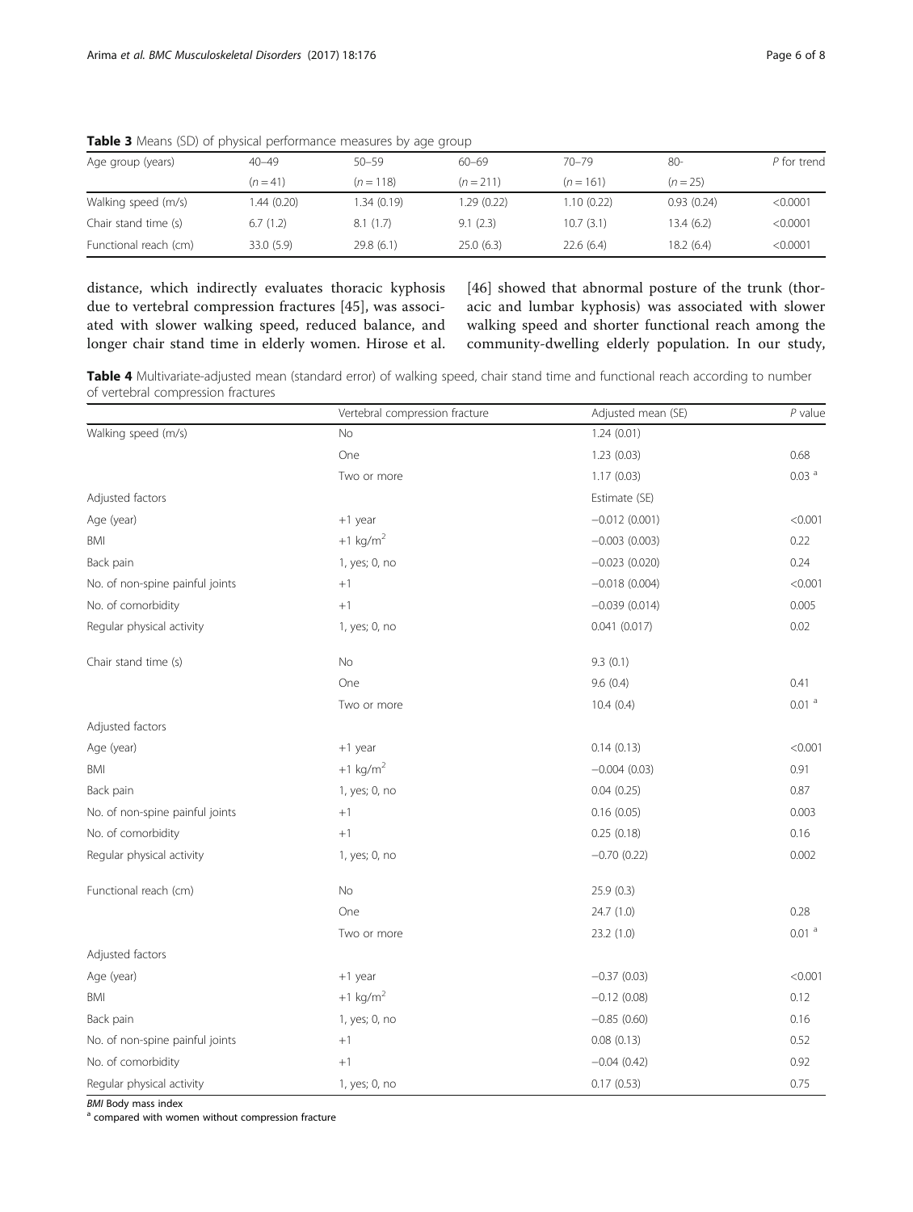**Table 3** Means (SD) of physical performance measures by age group

| Age group (years) | 40–49 | 50–59 | 60–69 | 70–79 | 80- | P for trend |
|---|---|---|---|---|---|---|
| | ($n = 41$) | ($n = 118$) | ($n = 211$) | ($n = 161$) | ($n = 25$) | |
| Walking speed (m/s) | 1.44 (0.20) | 1.34 (0.19) | 1.29 (0.22) | 1.10 (0.22) | 0.93 (0.24) | <0.0001 |
| Chair stand time (s) | 6.7 (1.2) | 8.1 (1.7) | 9.1 (2.3) | 10.7 (3.1) | 13.4 (6.2) | <0.0001 |
| Functional reach (cm) | 33.0 (5.9) | 29.8 (6.1) | 25.0 (6.3) | 22.6 (6.4) | 18.2 (6.4) | <0.0001 |

distance, which indirectly evaluates thoracic kyphosis due to vertebral compression fractures [45], was associated with slower walking speed, reduced balance, and longer chair stand time in elderly women. Hirose et al. [46] showed that abnormal posture of the trunk (thoracic and lumbar kyphosis) was associated with slower walking speed and shorter functional reach among the community-dwelling elderly population. In our study,

**Table 4** Multivariate-adjusted mean (standard error) of walking speed, chair stand time and functional reach according to number of vertebral compression fractures

| | Vertebral compression fracture | Adjusted mean (SE) | P value |
|---|---|---|---|
| Walking speed (m/s) | No | 1.24 (0.01) | |
| | One | 1.23 (0.03) | 0.68 |
| | Two or more | 1.17 (0.03) | 0.03 [a] |
| Adjusted factors | | Estimate (SE) | |
| Age (year) | +1 year | −0.012 (0.001) | <0.001 |
| BMI | +1 kg/m$^2$ | −0.003 (0.003) | 0.22 |
| Back pain | 1, yes; 0, no | −0.023 (0.020) | 0.24 |
| No. of non-spine painful joints | +1 | −0.018 (0.004) | <0.001 |
| No. of comorbidity | +1 | −0.039 (0.014) | 0.005 |
| Regular physical activity | 1, yes; 0, no | 0.041 (0.017) | 0.02 |
| Chair stand time (s) | No | 9.3 (0.1) | |
| | One | 9.6 (0.4) | 0.41 |
| | Two or more | 10.4 (0.4) | 0.01 [a] |
| Adjusted factors | | | |
| Age (year) | +1 year | 0.14 (0.13) | <0.001 |
| BMI | +1 kg/m$^2$ | −0.004 (0.03) | 0.91 |
| Back pain | 1, yes; 0, no | 0.04 (0.25) | 0.87 |
| No. of non-spine painful joints | +1 | 0.16 (0.05) | 0.003 |
| No. of comorbidity | +1 | 0.25 (0.18) | 0.16 |
| Regular physical activity | 1, yes; 0, no | −0.70 (0.22) | 0.002 |
| Functional reach (cm) | No | 25.9 (0.3) | |
| | One | 24.7 (1.0) | 0.28 |
| | Two or more | 23.2 (1.0) | 0.01 [a] |
| Adjusted factors | | | |
| Age (year) | +1 year | −0.37 (0.03) | <0.001 |
| BMI | +1 kg/m$^2$ | −0.12 (0.08) | 0.12 |
| Back pain | 1, yes; 0, no | −0.85 (0.60) | 0.16 |
| No. of non-spine painful joints | +1 | 0.08 (0.13) | 0.52 |
| No. of comorbidity | +1 | −0.04 (0.42) | 0.92 |
| Regular physical activity | 1, yes; 0, no | 0.17 (0.53) | 0.75 |

*BMI* Body mass index

[a] compared with women without compression fracture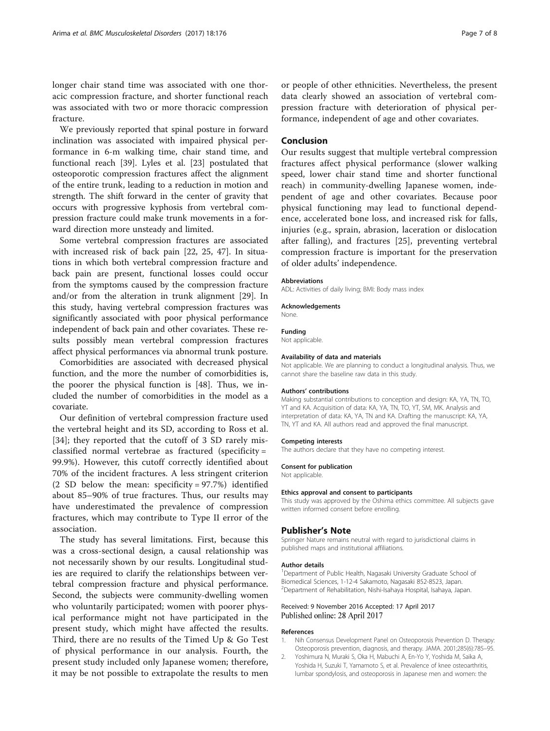longer chair stand time was associated with one thoracic compression fracture, and shorter functional reach was associated with two or more thoracic compression fracture.

We previously reported that spinal posture in forward inclination was associated with impaired physical performance in 6-m walking time, chair stand time, and functional reach [39]. Lyles et al. [23] postulated that osteoporotic compression fractures affect the alignment of the entire trunk, leading to a reduction in motion and strength. The shift forward in the center of gravity that occurs with progressive kyphosis from vertebral compression fracture could make trunk movements in a forward direction more unsteady and limited.

Some vertebral compression fractures are associated with increased risk of back pain [22, 25, 47]. In situations in which both vertebral compression fracture and back pain are present, functional losses could occur from the symptoms caused by the compression fracture and/or from the alteration in trunk alignment [29]. In this study, having vertebral compression fractures was significantly associated with poor physical performance independent of back pain and other covariates. These results possibly mean vertebral compression fractures affect physical performances via abnormal trunk posture.

Comorbidities are associated with decreased physical function, and the more the number of comorbidities is, the poorer the physical function is [48]. Thus, we included the number of comorbidities in the model as a covariate.

Our definition of vertebral compression fracture used the vertebral height and its SD, according to Ross et al. [34]; they reported that the cutoff of 3 SD rarely misclassified normal vertebrae as fractured (specificity = 99.9%). However, this cutoff correctly identified about 70% of the incident fractures. A less stringent criterion (2 SD below the mean: specificity = 97.7%) identified about 85–90% of true fractures. Thus, our results may have underestimated the prevalence of compression fractures, which may contribute to Type II error of the association.

The study has several limitations. First, because this was a cross-sectional design, a causal relationship was not necessarily shown by our results. Longitudinal studies are required to clarify the relationships between vertebral compression fracture and physical performance. Second, the subjects were community-dwelling women who voluntarily participated; women with poorer physical performance might not have participated in the present study, which might have affected the results. Third, there are no results of the Timed Up & Go Test of physical performance in our analysis. Fourth, the present study included only Japanese women; therefore, it may be not possible to extrapolate the results to men or people of other ethnicities. Nevertheless, the present data clearly showed an association of vertebral compression fracture with deterioration of physical performance, independent of age and other covariates.

## Conclusion

Our results suggest that multiple vertebral compression fractures affect physical performance (slower walking speed, lower chair stand time and shorter functional reach) in community-dwelling Japanese women, independent of age and other covariates. Because poor physical functioning may lead to functional dependence, accelerated bone loss, and increased risk for falls, injuries (e.g., sprain, abrasion, laceration or dislocation after falling), and fractures [25], preventing vertebral compression fracture is important for the preservation of older adults' independence.

#### Abbreviations

ADL: Activities of daily living; BMI: Body mass index

#### Acknowledgements

None.

#### Funding

Not applicable.

#### Availability of data and materials

Not applicable. We are planning to conduct a longitudinal analysis. Thus, we cannot share the baseline raw data in this study.

#### Authors' contributions

Making substantial contributions to conception and design: KA, YA, TN, TO, YT and KA. Acquisition of data: KA, YA, TN, TO, YT, SM, MK. Analysis and interpretation of data: KA, YA, TN and KA. Drafting the manuscript: KA, YA, TN, YT and KA. All authors read and approved the final manuscript.

#### Competing interests

The authors declare that they have no competing interest.

#### Consent for publication

Not applicable.

#### Ethics approval and consent to participants

This study was approved by the Oshima ethics committee. All subjects gave written informed consent before enrolling.

## Publisher's Note

Springer Nature remains neutral with regard to jurisdictional claims in published maps and institutional affiliations.

#### Author details

[1]Department of Public Health, Nagasaki University Graduate School of Biomedical Sciences, 1-12-4 Sakamoto, Nagasaki 852-8523, Japan. [2]Department of Rehabilitation, Nishi-Isahaya Hospital, Isahaya, Japan.

Received: 9 November 2016 Accepted: 17 April 2017
Published online: 28 April 2017

#### References

1. Nih Consensus Development Panel on Osteoporosis Prevention D. Therapy: Osteoporosis prevention, diagnosis, and therapy. JAMA. 2001;285(6):785–95.
2. Yoshimura N, Muraki S, Oka H, Mabuchi A, En-Yo Y, Yoshida M, Saika A, Yoshida H, Suzuki T, Yamamoto S, et al. Prevalence of knee osteoarthritis, lumbar spondylosis, and osteoporosis in Japanese men and women: the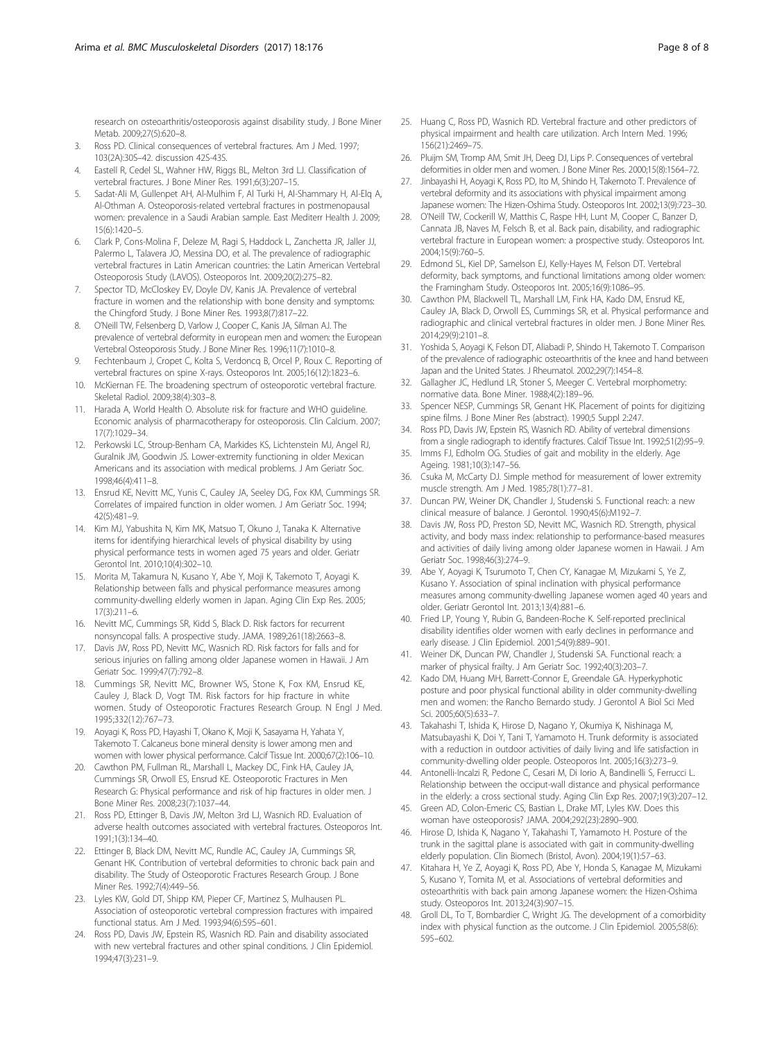research on osteoarthritis/osteoporosis against disability study. J Bone Miner Metab. 2009;27(5):620–8.

3. Ross PD. Clinical consequences of vertebral fractures. Am J Med. 1997; 103(2A):30S–42. discussion 42S-43S.
4. Eastell R, Cedel SL, Wahner HW, Riggs BL, Melton 3rd LJ. Classification of vertebral fractures. J Bone Miner Res. 1991;6(3):207–15.
5. Sadat-Ali M, Gullenpet AH, Al-Mulhim F, Al Turki H, Al-Shammary H, Al-Elq A, Al-Othman A. Osteoporosis-related vertebral fractures in postmenopausal women: prevalence in a Saudi Arabian sample. East Mediterr Health J. 2009; 15(6):1420–5.
6. Clark P, Cons-Molina F, Deleze M, Ragi S, Haddock L, Zanchetta JR, Jaller JJ, Palermo L, Talavera JO, Messina DO, et al. The prevalence of radiographic vertebral fractures in Latin American countries: the Latin American Vertebral Osteoporosis Study (LAVOS). Osteoporos Int. 2009;20(2):275–82.
7. Spector TD, McCloskey EV, Doyle DV, Kanis JA. Prevalence of vertebral fracture in women and the relationship with bone density and symptoms: the Chingford Study. J Bone Miner Res. 1993;8(7):817–22.
8. O'Neill TW, Felsenberg D, Varlow J, Cooper C, Kanis JA, Silman AJ. The prevalence of vertebral deformity in european men and women: the European Vertebral Osteoporosis Study. J Bone Miner Res. 1996;11(7):1010–8.
9. Fechtenbaum J, Cropet C, Kolta S, Verdoncq B, Orcel P, Roux C. Reporting of vertebral fractures on spine X-rays. Osteoporos Int. 2005;16(12):1823–6.
10. McKiernan FE. The broadening spectrum of osteoporotic vertebral fracture. Skeletal Radiol. 2009;38(4):303–8.
11. Harada A, World Health O. Absolute risk for fracture and WHO guideline. Economic analysis of pharmacotherapy for osteoporosis. Clin Calcium. 2007; 17(7):1029–34.
12. Perkowski LC, Stroup-Benham CA, Markides KS, Lichtenstein MJ, Angel RJ, Guralnik JM, Goodwin JS. Lower-extremity functioning in older Mexican Americans and its association with medical problems. J Am Geriatr Soc. 1998;46(4):411–8.
13. Ensrud KE, Nevitt MC, Yunis C, Cauley JA, Seeley DG, Fox KM, Cummings SR. Correlates of impaired function in older women. J Am Geriatr Soc. 1994; 42(5):481–9.
14. Kim MJ, Yabushita N, Kim MK, Matsuo T, Okuno J, Tanaka K. Alternative items for identifying hierarchical levels of physical disability by using physical performance tests in women aged 75 years and older. Geriatr Gerontol Int. 2010;10(4):302–10.
15. Morita M, Takamura N, Kusano Y, Abe Y, Moji K, Takemoto T, Aoyagi K. Relationship between falls and physical performance measures among community-dwelling elderly women in Japan. Aging Clin Exp Res. 2005; 17(3):211–6.
16. Nevitt MC, Cummings SR, Kidd S, Black D. Risk factors for recurrent nonsyncopal falls. A prospective study. JAMA. 1989;261(18):2663–8.
17. Davis JW, Ross PD, Nevitt MC, Wasnich RD. Risk factors for falls and for serious injuries on falling among older Japanese women in Hawaii. J Am Geriatr Soc. 1999;47(7):792–8.
18. Cummings SR, Nevitt MC, Browner WS, Stone K, Fox KM, Ensrud KE, Cauley J, Black D, Vogt TM. Risk factors for hip fracture in white women. Study of Osteoporotic Fractures Research Group. N Engl J Med. 1995;332(12):767–73.
19. Aoyagi K, Ross PD, Hayashi T, Okano K, Moji K, Sasayama H, Yahata Y, Takemoto T. Calcaneus bone mineral density is lower among men and women with lower physical performance. Calcif Tissue Int. 2000;67(2):106–10.
20. Cawthon PM, Fullman RL, Marshall L, Mackey DC, Fink HA, Cauley JA, Cummings SR, Orwoll ES, Ensrud KE. Osteoporotic Fractures in Men Research G: Physical performance and risk of hip fractures in older men. J Bone Miner Res. 2008;23(7):1037–44.
21. Ross PD, Ettinger B, Davis JW, Melton 3rd LJ, Wasnich RD. Evaluation of adverse health outcomes associated with vertebral fractures. Osteoporos Int. 1991;1(3):134–40.
22. Ettinger B, Black DM, Nevitt MC, Rundle AC, Cauley JA, Cummings SR, Genant HK. Contribution of vertebral deformities to chronic back pain and disability. The Study of Osteoporotic Fractures Research Group. J Bone Miner Res. 1992;7(4):449–56.
23. Lyles KW, Gold DT, Shipp KM, Pieper CF, Martinez S, Mulhausen PL. Association of osteoporotic vertebral compression fractures with impaired functional status. Am J Med. 1993;94(6):595–601.
24. Ross PD, Davis JW, Epstein RS, Wasnich RD. Pain and disability associated with new vertebral fractures and other spinal conditions. J Clin Epidemiol. 1994;47(3):231–9.
25. Huang C, Ross PD, Wasnich RD. Vertebral fracture and other predictors of physical impairment and health care utilization. Arch Intern Med. 1996; 156(21):2469–75.
26. Pluijm SM, Tromp AM, Smit JH, Deeg DJ, Lips P. Consequences of vertebral deformities in older men and women. J Bone Miner Res. 2000;15(8):1564–72.
27. Jinbayashi H, Aoyagi K, Ross PD, Ito M, Shindo H, Takemoto T. Prevalence of vertebral deformity and its associations with physical impairment among Japanese women: The Hizen-Oshima Study. Osteoporos Int. 2002;13(9):723–30.
28. O'Neill TW, Cockerill W, Matthis C, Raspe HH, Lunt M, Cooper C, Banzer D, Cannata JB, Naves M, Felsch B, et al. Back pain, disability, and radiographic vertebral fracture in European women: a prospective study. Osteoporos Int. 2004;15(9):760–5.
29. Edmond SL, Kiel DP, Samelson EJ, Kelly-Hayes M, Felson DT. Vertebral deformity, back symptoms, and functional limitations among older women: the Framingham Study. Osteoporos Int. 2005;16(9):1086–95.
30. Cawthon PM, Blackwell TL, Marshall LM, Fink HA, Kado DM, Ensrud KE, Cauley JA, Black D, Orwoll ES, Cummings SR, et al. Physical performance and radiographic and clinical vertebral fractures in older men. J Bone Miner Res. 2014;29(9):2101–8.
31. Yoshida S, Aoyagi K, Felson DT, Aliabadi P, Shindo H, Takemoto T. Comparison of the prevalence of radiographic osteoarthritis of the knee and hand between Japan and the United States. J Rheumatol. 2002;29(7):1454–8.
32. Gallagher JC, Hedlund LR, Stoner S, Meeger C. Vertebral morphometry: normative data. Bone Miner. 1988;4(2):189–96.
33. Spencer NESP, Cummings SR, Genant HK. Placement of points for digitizing spine films. J Bone Miner Res (abstract). 1990;5 Suppl 2:247.
34. Ross PD, Davis JW, Epstein RS, Wasnich RD. Ability of vertebral dimensions from a single radiograph to identify fractures. Calcif Tissue Int. 1992;51(2):95–9.
35. Imms FJ, Edholm OG. Studies of gait and mobility in the elderly. Age Ageing. 1981;10(3):147–56.
36. Csuka M, McCarty DJ. Simple method for measurement of lower extremity muscle strength. Am J Med. 1985;78(1):77–81.
37. Duncan PW, Weiner DK, Chandler J, Studenski S. Functional reach: a new clinical measure of balance. J Gerontol. 1990;45(6):M192–7.
38. Davis JW, Ross PD, Preston SD, Nevitt MC, Wasnich RD. Strength, physical activity, and body mass index: relationship to performance-based measures and activities of daily living among older Japanese women in Hawaii. J Am Geriatr Soc. 1998;46(3):274–9.
39. Abe Y, Aoyagi K, Tsurumoto T, Chen CY, Kanagae M, Mizukami S, Ye Z, Kusano Y. Association of spinal inclination with physical performance measures among community-dwelling Japanese women aged 40 years and older. Geriatr Gerontol Int. 2013;13(4):881–6.
40. Fried LP, Young Y, Rubin G, Bandeen-Roche K. Self-reported preclinical disability identifies older women with early declines in performance and early disease. J Clin Epidemiol. 2001;54(9):889–901.
41. Weiner DK, Duncan PW, Chandler J, Studenski SA. Functional reach: a marker of physical frailty. J Am Geriatr Soc. 1992;40(3):203–7.
42. Kado DM, Huang MH, Barrett-Connor E, Greendale GA. Hyperkyphotic posture and poor physical functional ability in older community-dwelling men and women: the Rancho Bernardo study. J Gerontol A Biol Sci Med Sci. 2005;60(5):633–7.
43. Takahashi T, Ishida K, Hirose D, Nagano Y, Okumiya K, Nishinaga M, Matsubayashi K, Doi Y, Tani T, Yamamoto H. Trunk deformity is associated with a reduction in outdoor activities of daily living and life satisfaction in community-dwelling older people. Osteoporos Int. 2005;16(3):273–9.
44. Antonelli-Incalzi R, Pedone C, Cesari M, Di Iorio A, Bandinelli S, Ferrucci L. Relationship between the occiput-wall distance and physical performance in the elderly: a cross sectional study. Aging Clin Exp Res. 2007;19(3):207–12.
45. Green AD, Colon-Emeric CS, Bastian L, Drake MT, Lyles KW. Does this woman have osteoporosis? JAMA. 2004;292(23):2890–900.
46. Hirose D, Ishida K, Nagano Y, Takahashi T, Yamamoto H. Posture of the trunk in the sagittal plane is associated with gait in community-dwelling elderly population. Clin Biomech (Bristol, Avon). 2004;19(1):57–63.
47. Kitahara H, Ye Z, Aoyagi K, Ross PD, Abe Y, Honda S, Kanagae M, Mizukami S, Kusano Y, Tomita M, et al. Associations of vertebral deformities and osteoarthritis with back pain among Japanese women: the Hizen-Oshima study. Osteoporos Int. 2013;24(3):907–15.
48. Groll DL, To T, Bombardier C, Wright JG. The development of a comorbidity index with physical function as the outcome. J Clin Epidemiol. 2005;58(6): 595–602.